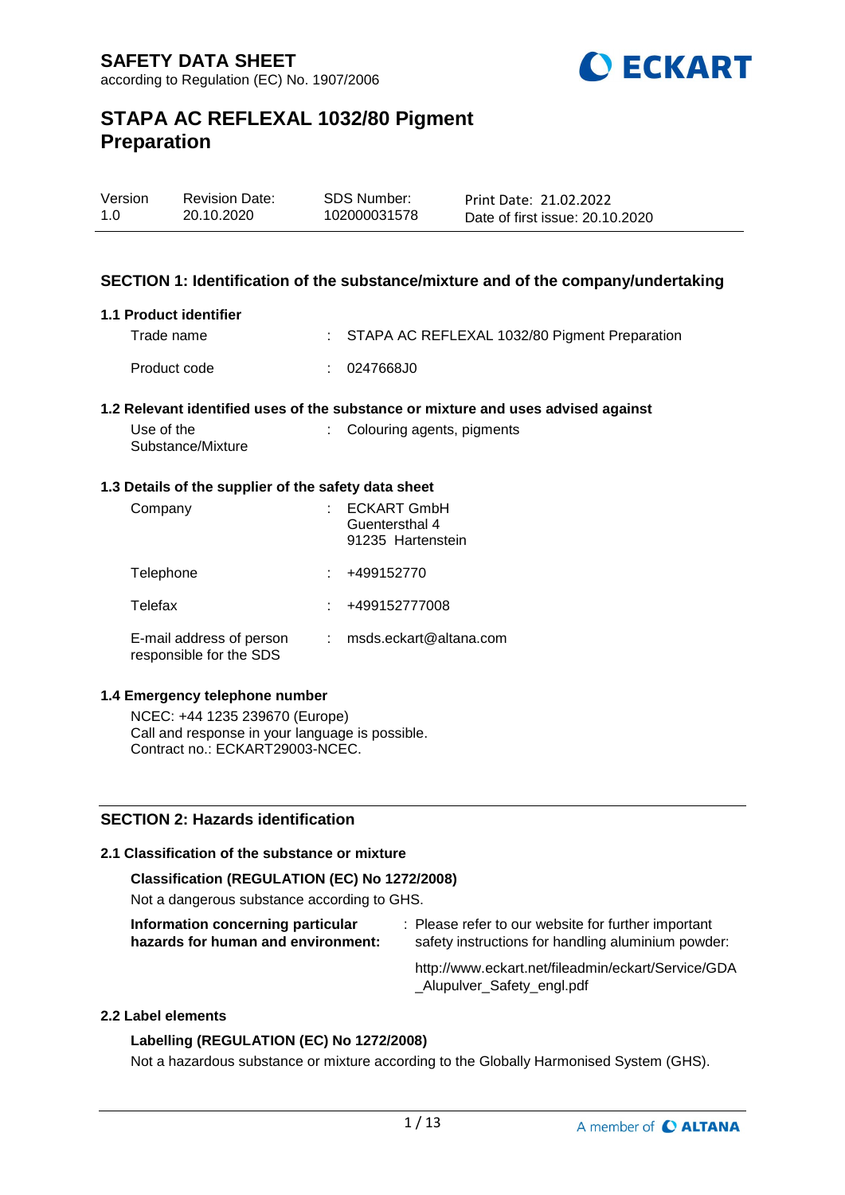# SAFETY DATA SHEET

according to Regulation (EC) No. 1907/2006

## STAPA AC REFLEXAL 1032/80 Pigment Preparation

| Version | Revision Date: | SDS Number: | Print Date: 21.02.2022 |
| --- | --- | --- | --- |
| 1.0 | 20.10.2020 | 102000031578 | Date of first issue: 20.10.2020 |

### SECTION 1: Identification of the substance/mixture and of the company/undertaking

**1.1 Product identifier**

Trade name : STAPA AC REFLEXAL 1032/80 Pigment Preparation

Product code : 0247668J0

**1.2 Relevant identified uses of the substance or mixture and uses advised against**

Use of the Substance/Mixture : Colouring agents, pigments

**1.3 Details of the supplier of the safety data sheet**

Company : ECKART GmbH
Guentersthal 4
91235 Hartenstein

Telephone : +499152770

Telefax : +499152777008

E-mail address of person responsible for the SDS : msds.eckart@altana.com

**1.4 Emergency telephone number**

NCEC: +44 1235 239670 (Europe)
Call and response in your language is possible.
Contract no.: ECKART29003-NCEC.

### SECTION 2: Hazards identification

**2.1 Classification of the substance or mixture**

**Classification (REGULATION (EC) No 1272/2008)**

Not a dangerous substance according to GHS.

**Information concerning particular hazards for human and environment:** : Please refer to our website for further important safety instructions for handling aluminium powder:

http://www.eckart.net/fileadmin/eckart/Service/GDA_Alupulver_Safety_engl.pdf

**2.2 Label elements**

**Labelling (REGULATION (EC) No 1272/2008)**

Not a hazardous substance or mixture according to the Globally Harmonised System (GHS).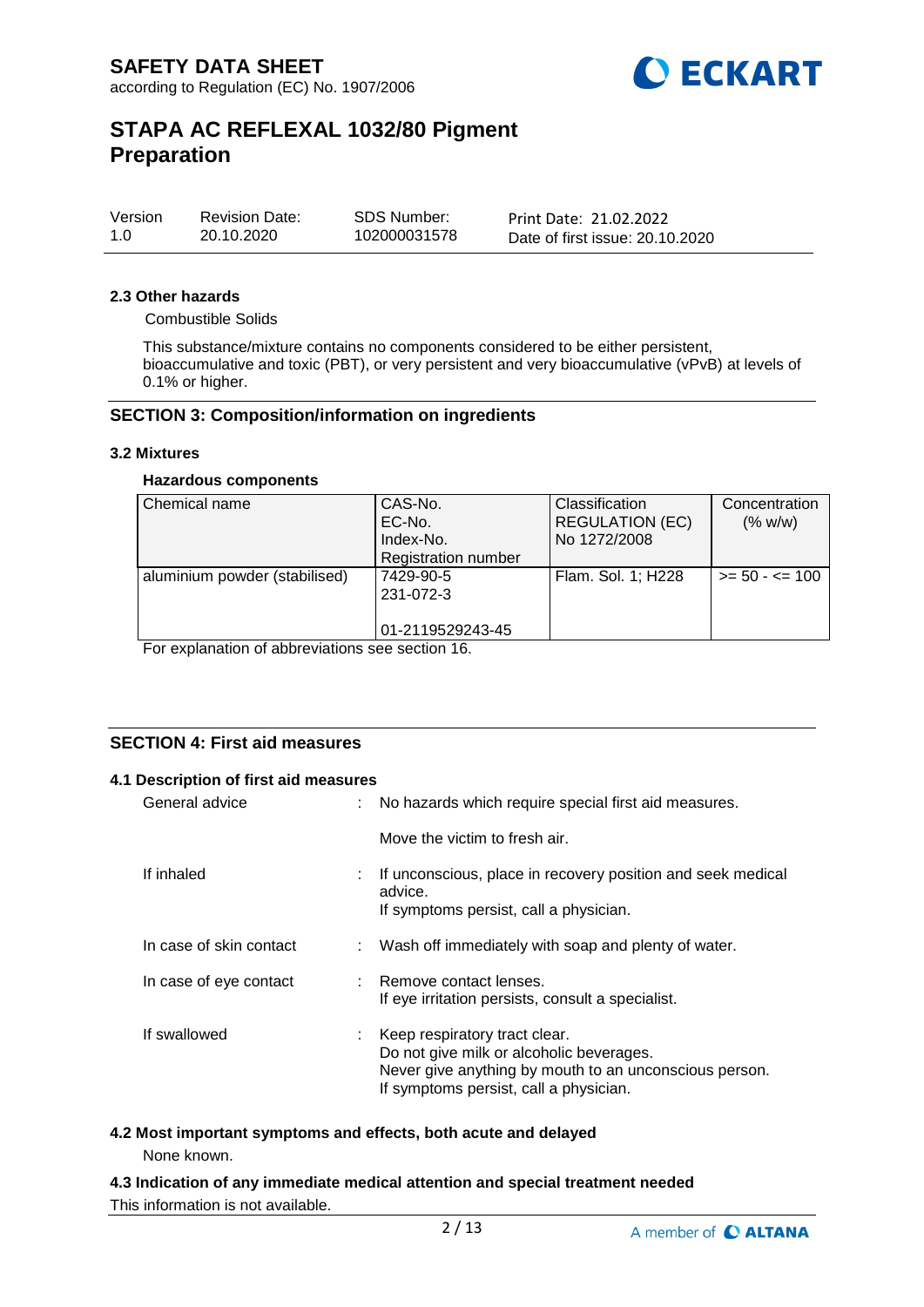### 2.3 Other hazards

Combustible Solids

This substance/mixture contains no components considered to be either persistent, bioaccumulative and toxic (PBT), or very persistent and very bioaccumulative (vPvB) at levels of 0.1% or higher.

## SECTION 3: Composition/information on ingredients

### 3.2 Mixtures

**Hazardous components**

| Chemical name | CAS-No.<br>EC-No.<br>Index-No.<br>Registration number | Classification<br>REGULATION (EC)<br>No 1272/2008 | Concentration<br>(% w/w) |
|---|---|---|---|
| aluminium powder (stabilised) | 7429-90-5<br>231-072-3<br><br>01-2119529243-45 | Flam. Sol. 1; H228 | >= 50 - <= 100 |

For explanation of abbreviations see section 16.

## SECTION 4: First aid measures

### 4.1 Description of first aid measures

General advice : No hazards which require special first aid measures.

Move the victim to fresh air.

If inhaled : If unconscious, place in recovery position and seek medical advice.
If symptoms persist, call a physician.

In case of skin contact : Wash off immediately with soap and plenty of water.

In case of eye contact : Remove contact lenses.
If eye irritation persists, consult a specialist.

If swallowed : Keep respiratory tract clear.
Do not give milk or alcoholic beverages.
Never give anything by mouth to an unconscious person.
If symptoms persist, call a physician.

### 4.2 Most important symptoms and effects, both acute and delayed

None known.

### 4.3 Indication of any immediate medical attention and special treatment needed

This information is not available.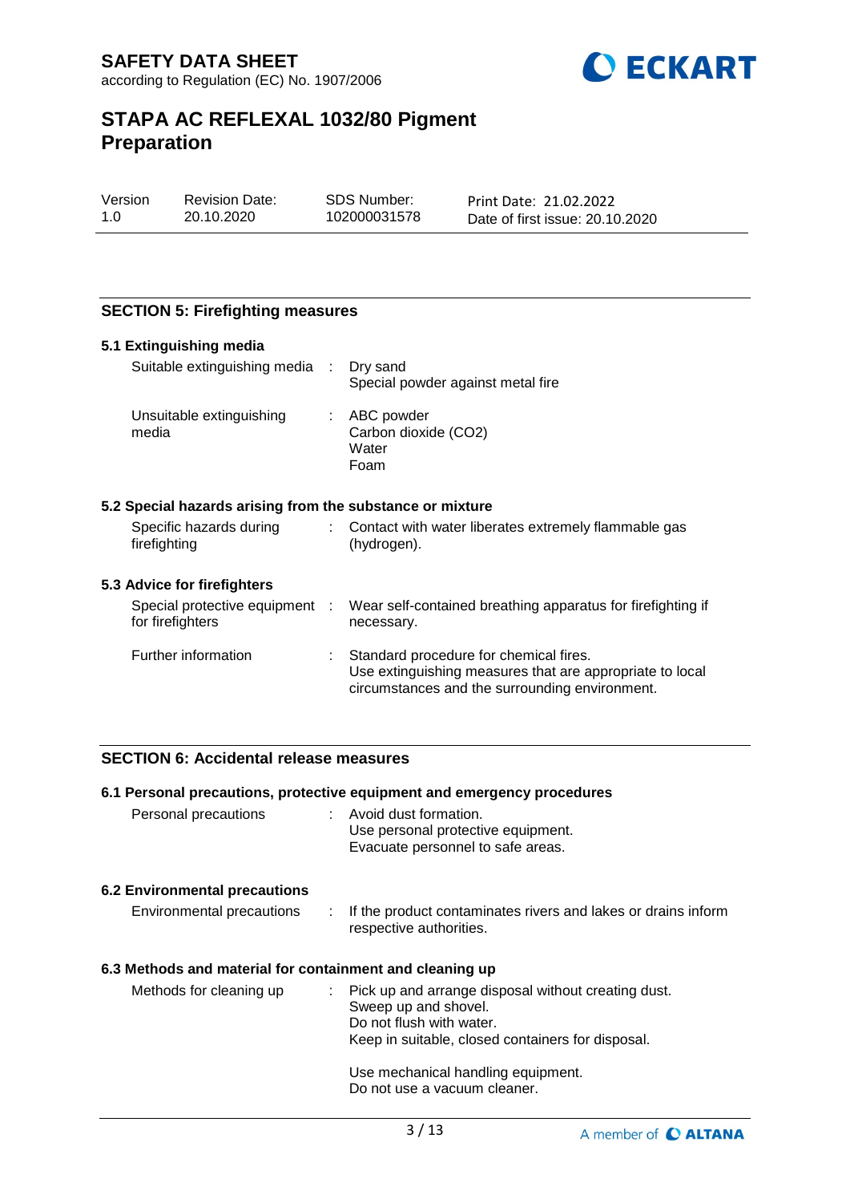## SECTION 5: Firefighting measures

### 5.1 Extinguishing media

| | |
|---|---|
| Suitable extinguishing media | Dry sand<br>Special powder against metal fire |
| Unsuitable extinguishing media | ABC powder<br>Carbon dioxide ($CO_2$)<br>Water<br>Foam |

### 5.2 Special hazards arising from the substance or mixture

| | |
|---|---|
| Specific hazards during firefighting | Contact with water liberates extremely flammable gas (hydrogen). |

### 5.3 Advice for firefighters

| | |
|---|---|
| Special protective equipment for firefighters | Wear self-contained breathing apparatus for firefighting if necessary. |
| Further information | Standard procedure for chemical fires.<br>Use extinguishing measures that are appropriate to local circumstances and the surrounding environment. |

## SECTION 6: Accidental release measures

### 6.1 Personal precautions, protective equipment and emergency procedures

| | |
|---|---|
| Personal precautions | Avoid dust formation.<br>Use personal protective equipment.<br>Evacuate personnel to safe areas. |

### 6.2 Environmental precautions

| | |
|---|---|
| Environmental precautions | If the product contaminates rivers and lakes or drains inform respective authorities. |

### 6.3 Methods and material for containment and cleaning up

| | |
|---|---|
| Methods for cleaning up | Pick up and arrange disposal without creating dust.<br>Sweep up and shovel.<br>Do not flush with water.<br>Keep in suitable, closed containers for disposal.<br><br>Use mechanical handling equipment.<br>Do not use a vacuum cleaner. |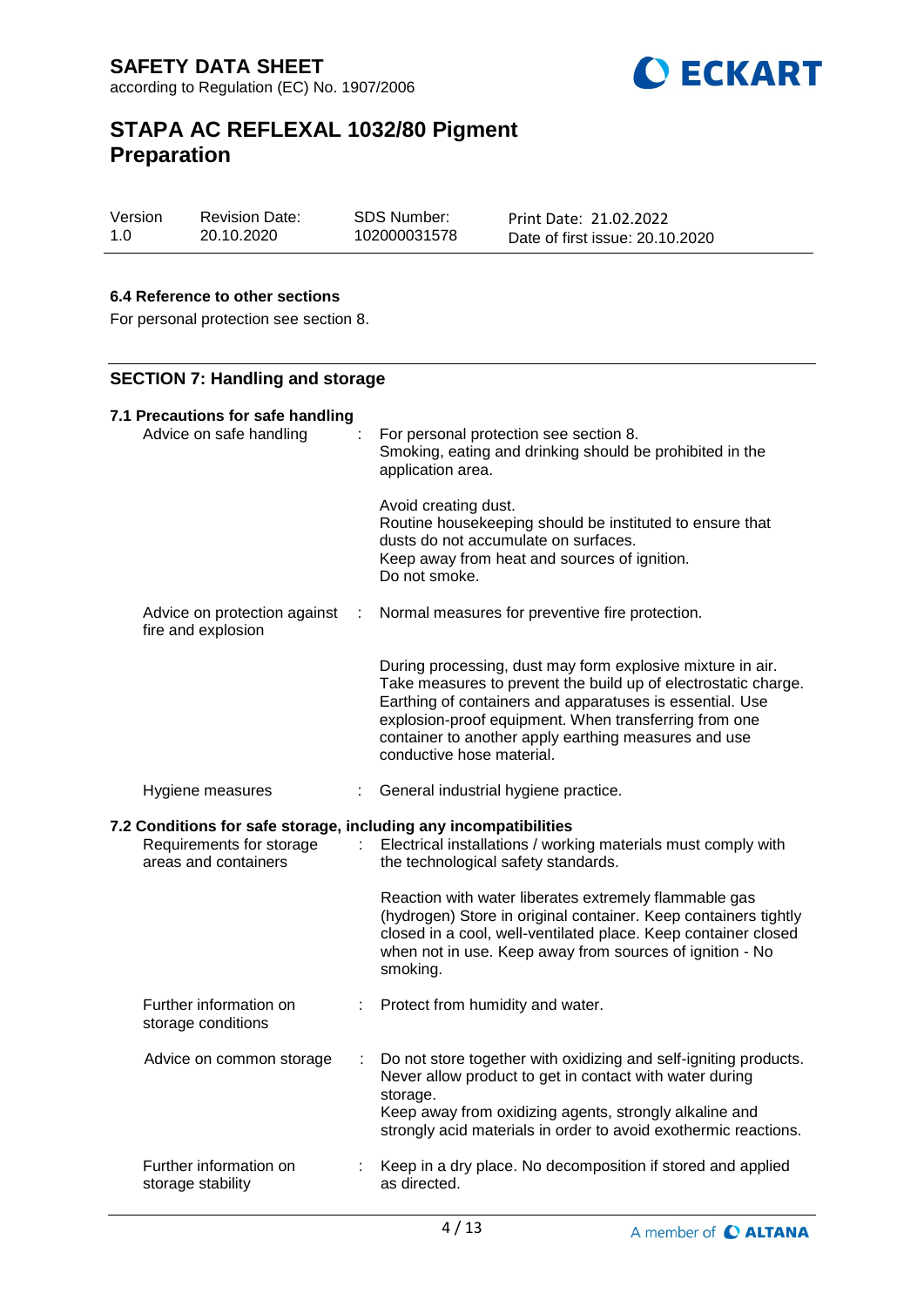## 6.4 Reference to other sections

For personal protection see section 8.

## SECTION 7: Handling and storage

### 7.1 Precautions for safe handling

| | | |
|---|---|---|
| Advice on safe handling | : | For personal protection see section 8.<br>Smoking, eating and drinking should be prohibited in the application area.<br><br>Avoid creating dust.<br>Routine housekeeping should be instituted to ensure that dusts do not accumulate on surfaces.<br>Keep away from heat and sources of ignition.<br>Do not smoke. |
| Advice on protection against fire and explosion | : | Normal measures for preventive fire protection.<br><br>During processing, dust may form explosive mixture in air. Take measures to prevent the build up of electrostatic charge. Earthing of containers and apparatuses is essential. Use explosion-proof equipment. When transferring from one container to another apply earthing measures and use conductive hose material. |
| Hygiene measures | : | General industrial hygiene practice. |

### 7.2 Conditions for safe storage, including any incompatibilities

| | | |
|---|---|---|
| Requirements for storage areas and containers | : | Electrical installations / working materials must comply with the technological safety standards.<br><br>Reaction with water liberates extremely flammable gas (hydrogen) Store in original container. Keep containers tightly closed in a cool, well-ventilated place. Keep container closed when not in use. Keep away from sources of ignition - No smoking. |
| Further information on storage conditions | : | Protect from humidity and water. |
| Advice on common storage | : | Do not store together with oxidizing and self-igniting products. Never allow product to get in contact with water during storage.<br>Keep away from oxidizing agents, strongly alkaline and strongly acid materials in order to avoid exothermic reactions. |
| Further information on storage stability | : | Keep in a dry place. No decomposition if stored and applied as directed. |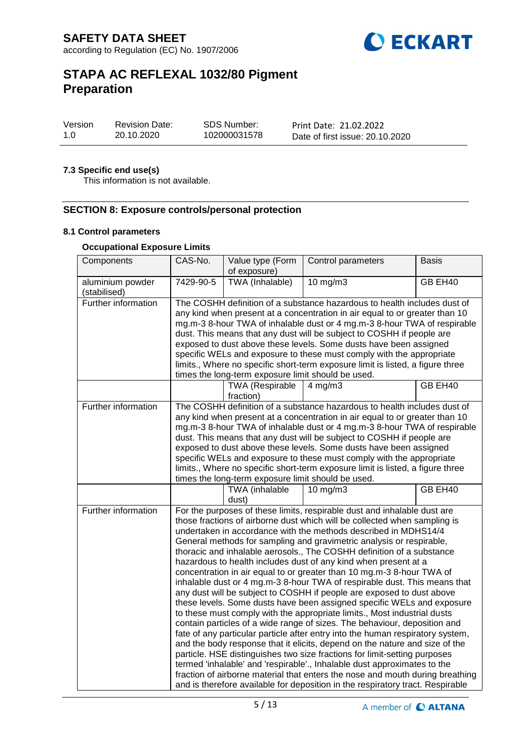### 7.3 Specific end use(s)

This information is not available.

## SECTION 8: Exposure controls/personal protection

### 8.1 Control parameters

**Occupational Exposure Limits**

| Components | CAS-No. | Value type (Form of exposure) | Control parameters | Basis |
|---|---|---|---|---|
| aluminium powder (stabilised) | 7429-90-5 | TWA (Inhalable) | 10 mg/m3 | GB EH40 |
| Further information | The COSHH definition of a substance hazardous to health includes dust of any kind when present at a concentration in air equal to or greater than 10 mg.m-3 8-hour TWA of inhalable dust or 4 mg.m-3 8-hour TWA of respirable dust. This means that any dust will be subject to COSHH if people are exposed to dust above these levels. Some dusts have been assigned specific WELs and exposure to these must comply with the appropriate limits., Where no specific short-term exposure limit is listed, a figure three times the long-term exposure limit should be used. | | | |
| | | TWA (Respirable fraction) | 4 mg/m3 | GB EH40 |
| Further information | The COSHH definition of a substance hazardous to health includes dust of any kind when present at a concentration in air equal to or greater than 10 mg.m-3 8-hour TWA of inhalable dust or 4 mg.m-3 8-hour TWA of respirable dust. This means that any dust will be subject to COSHH if people are exposed to dust above these levels. Some dusts have been assigned specific WELs and exposure to these must comply with the appropriate limits., Where no specific short-term exposure limit is listed, a figure three times the long-term exposure limit should be used. | | | |
| | | TWA (inhalable dust) | 10 mg/m3 | GB EH40 |
| Further information | For the purposes of these limits, respirable dust and inhalable dust are those fractions of airborne dust which will be collected when sampling is undertaken in accordance with the methods described in MDHS14/4 General methods for sampling and gravimetric analysis or respirable, thoracic and inhalable aerosols., The COSHH definition of a substance hazardous to health includes dust of any kind when present at a concentration in air equal to or greater than 10 mg.m-3 8-hour TWA of inhalable dust or 4 mg.m-3 8-hour TWA of respirable dust. This means that any dust will be subject to COSHH if people are exposed to dust above these levels. Some dusts have been assigned specific WELs and exposure to these must comply with the appropriate limits., Most industrial dusts contain particles of a wide range of sizes. The behaviour, deposition and fate of any particular particle after entry into the human respiratory system, and the body response that it elicits, depend on the nature and size of the particle. HSE distinguishes two size fractions for limit-setting purposes termed 'inhalable' and 'respirable'., Inhalable dust approximates to the fraction of airborne material that enters the nose and mouth during breathing and is therefore available for deposition in the respiratory tract. Respirable | | | |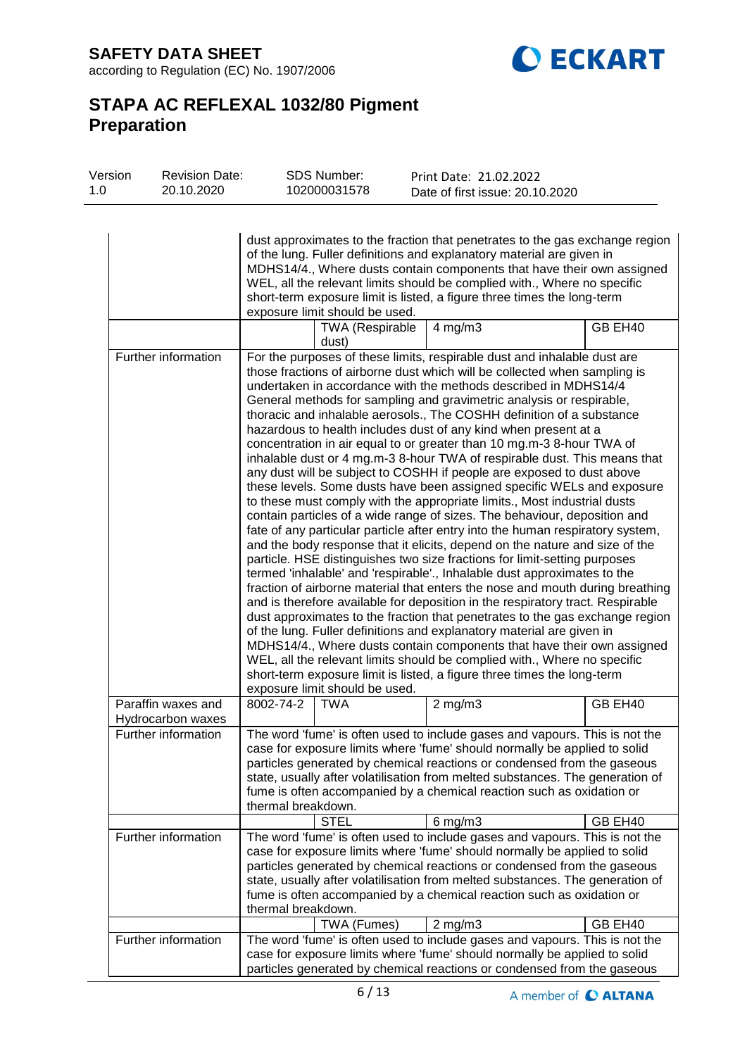# SAFETY DATA SHEET

according to Regulation (EC) No. 1907/2006

# STAPA AC REFLEXAL 1032/80 Pigment Preparation

| Version | Revision Date: | SDS Number: | Print Date: 21.02.2022 |
|---|---|---|---|
| 1.0 | 20.10.2020 | 102000031578 | Date of first issue: 20.10.2020 |

| | | | | |
|---|---|---|---|---|
| | dust approximates to the fraction that penetrates to the gas exchange region of the lung. Fuller definitions and explanatory material are given in MDHS14/4., Where dusts contain components that have their own assigned WEL, all the relevant limits should be complied with., Where no specific short-term exposure limit is listed, a figure three times the long-term exposure limit should be used. | | | |
| | | TWA (Respirable dust) | 4 mg/m3 | GB EH40 |
| Further information | For the purposes of these limits, respirable dust and inhalable dust are those fractions of airborne dust which will be collected when sampling is undertaken in accordance with the methods described in MDHS14/4 General methods for sampling and gravimetric analysis or respirable, thoracic and inhalable aerosols., The COSHH definition of a substance hazardous to health includes dust of any kind when present at a concentration in air equal to or greater than 10 mg.m-3 8-hour TWA of inhalable dust or 4 mg.m-3 8-hour TWA of respirable dust. This means that any dust will be subject to COSHH if people are exposed to dust above these levels. Some dusts have been assigned specific WELs and exposure to these must comply with the appropriate limits., Most industrial dusts contain particles of a wide range of sizes. The behaviour, deposition and fate of any particular particle after entry into the human respiratory system, and the body response that it elicits, depend on the nature and size of the particle. HSE distinguishes two size fractions for limit-setting purposes termed 'inhalable' and 'respirable'., Inhalable dust approximates to the fraction of airborne material that enters the nose and mouth during breathing and is therefore available for deposition in the respiratory tract. Respirable dust approximates to the fraction that penetrates to the gas exchange region of the lung. Fuller definitions and explanatory material are given in MDHS14/4., Where dusts contain components that have their own assigned WEL, all the relevant limits should be complied with., Where no specific short-term exposure limit is listed, a figure three times the long-term exposure limit should be used. | | | |
| Paraffin waxes and Hydrocarbon waxes | 8002-74-2 | TWA | 2 mg/m3 | GB EH40 |
| Further information | The word 'fume' is often used to include gases and vapours. This is not the case for exposure limits where 'fume' should normally be applied to solid particles generated by chemical reactions or condensed from the gaseous state, usually after volatilisation from melted substances. The generation of fume is often accompanied by a chemical reaction such as oxidation or thermal breakdown. | | | |
| | | STEL | 6 mg/m3 | GB EH40 |
| Further information | The word 'fume' is often used to include gases and vapours. This is not the case for exposure limits where 'fume' should normally be applied to solid particles generated by chemical reactions or condensed from the gaseous state, usually after volatilisation from melted substances. The generation of fume is often accompanied by a chemical reaction such as oxidation or thermal breakdown. | | | |
| | | TWA (Fumes) | 2 mg/m3 | GB EH40 |
| Further information | The word 'fume' is often used to include gases and vapours. This is not the case for exposure limits where 'fume' should normally be applied to solid particles generated by chemical reactions or condensed from the gaseous | | | |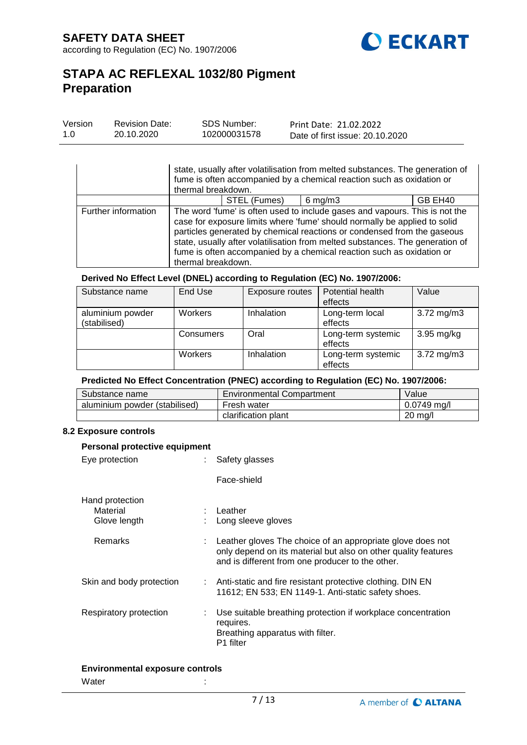| | | | | |
|---|---|---|---|---|
| | state, usually after volatilisation from melted substances. The generation of fume is often accompanied by a chemical reaction such as oxidation or thermal breakdown. | | | |
| | | STEL (Fumes) | 6 mg/m3 | GB EH40 |
| Further information | The word 'fume' is often used to include gases and vapours. This is not the case for exposure limits where 'fume' should normally be applied to solid particles generated by chemical reactions or condensed from the gaseous state, usually after volatilisation from melted substances. The generation of fume is often accompanied by a chemical reaction such as oxidation or thermal breakdown. | | | |

**Derived No Effect Level (DNEL) according to Regulation (EC) No. 1907/2006:**

| Substance name | End Use | Exposure routes | Potential health effects | Value |
|---|---|---|---|---|
| aluminium powder (stabilised) | Workers | Inhalation | Long-term local effects | 3.72 mg/m3 |
| | Consumers | Oral | Long-term systemic effects | 3.95 mg/kg |
| | Workers | Inhalation | Long-term systemic effects | 3.72 mg/m3 |

**Predicted No Effect Concentration (PNEC) according to Regulation (EC) No. 1907/2006:**

| Substance name | Environmental Compartment | Value |
|---|---|---|
| aluminium powder (stabilised) | Fresh water | 0.0749 mg/l |
| | clarification plant | 20 mg/l |

### 8.2 Exposure controls

**Personal protective equipment**

Eye protection : Safety glasses

Face-shield

Hand protection

Material : Leather

Glove length : Long sleeve gloves

Remarks : Leather gloves The choice of an appropriate glove does not only depend on its material but also on other quality features and is different from one producer to the other.

Skin and body protection : Anti-static and fire resistant protective clothing. DIN EN 11612; EN 533; EN 1149-1. Anti-static safety shoes.

Respiratory protection : Use suitable breathing protection if workplace concentration requires.
Breathing apparatus with filter.
P1 filter

**Environmental exposure controls**

Water :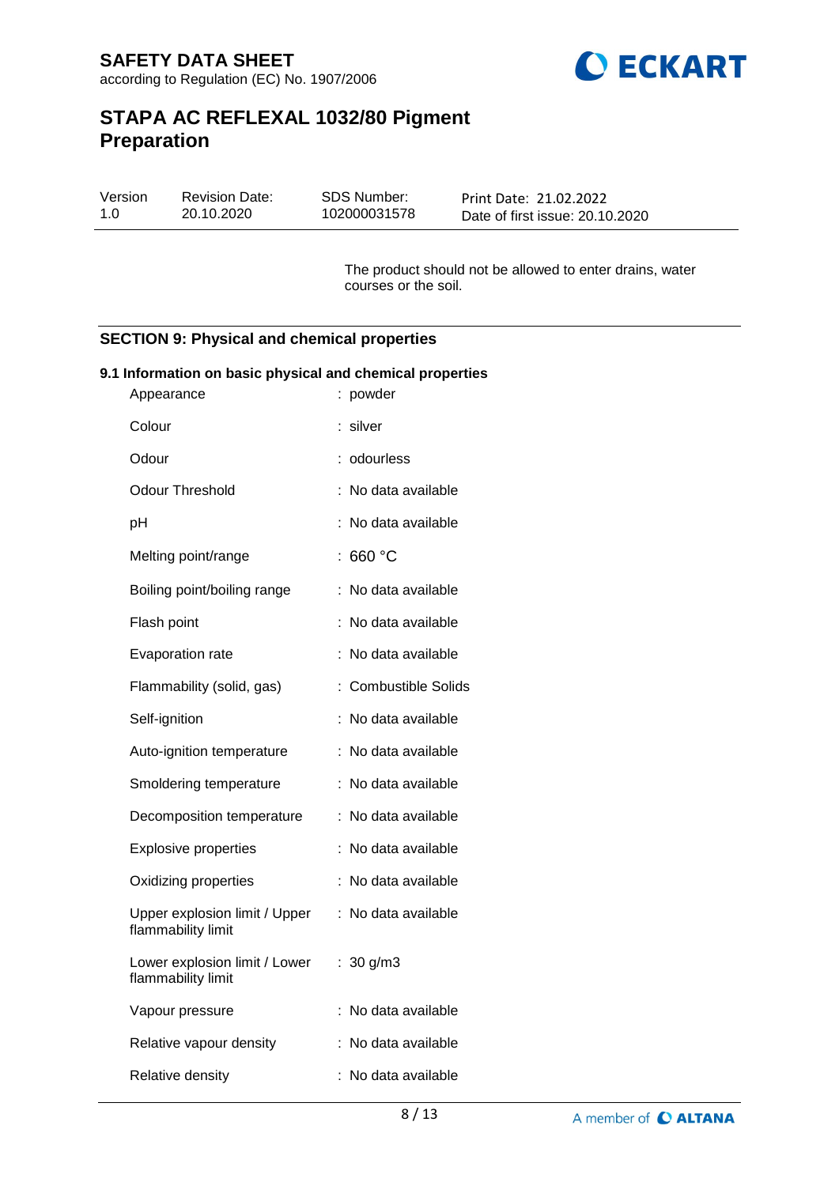The product should not be allowed to enter drains, water courses or the soil.

## SECTION 9: Physical and chemical properties

### 9.1 Information on basic physical and chemical properties

| Property | Value |
|---|---|
| Appearance | : powder |
| Colour | : silver |
| Odour | : odourless |
| Odour Threshold | : No data available |
| pH | : No data available |
| Melting point/range | : 660 °C |
| Boiling point/boiling range | : No data available |
| Flash point | : No data available |
| Evaporation rate | : No data available |
| Flammability (solid, gas) | : Combustible Solids |
| Self-ignition | : No data available |
| Auto-ignition temperature | : No data available |
| Smoldering temperature | : No data available |
| Decomposition temperature | : No data available |
| Explosive properties | : No data available |
| Oxidizing properties | : No data available |
| Upper explosion limit / Upper flammability limit | : No data available |
| Lower explosion limit / Lower flammability limit | : 30 g/m3 |
| Vapour pressure | : No data available |
| Relative vapour density | : No data available |
| Relative density | : No data available |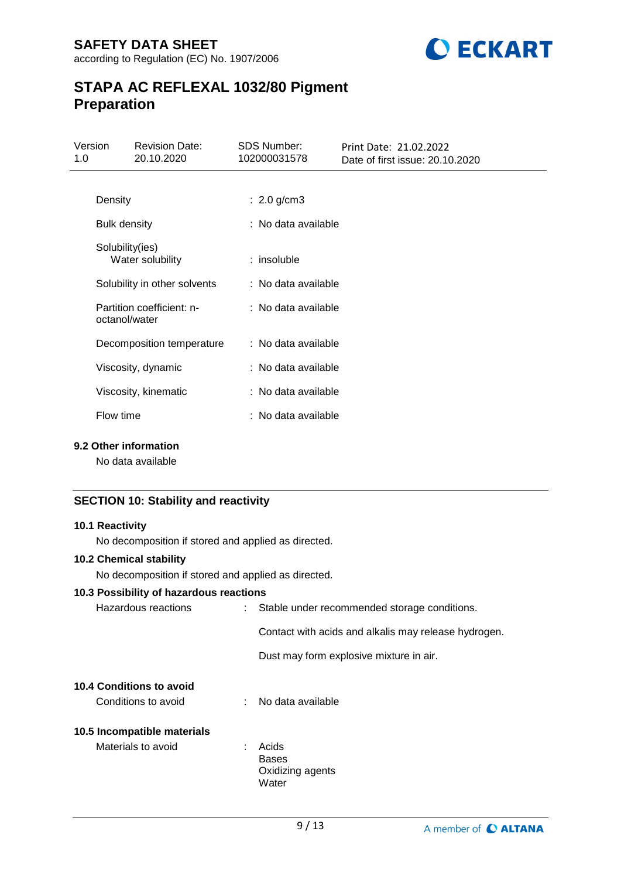| | |
|---|---|
| Density | : 2.0 g/cm3 |
| Bulk density | : No data available |
| Solubility(ies)<br>Water solubility | : insoluble |
| Solubility in other solvents | : No data available |
| Partition coefficient: n-octanol/water | : No data available |
| Decomposition temperature | : No data available |
| Viscosity, dynamic | : No data available |
| Viscosity, kinematic | : No data available |
| Flow time | : No data available |

**9.2 Other information**

No data available

## SECTION 10: Stability and reactivity

**10.1 Reactivity**

No decomposition if stored and applied as directed.

**10.2 Chemical stability**

No decomposition if stored and applied as directed.

**10.3 Possibility of hazardous reactions**

Hazardous reactions : Stable under recommended storage conditions.

Contact with acids and alkalis may release hydrogen.

Dust may form explosive mixture in air.

**10.4 Conditions to avoid**

Conditions to avoid : No data available

**10.5 Incompatible materials**

Materials to avoid : Acids
Bases
Oxidizing agents
Water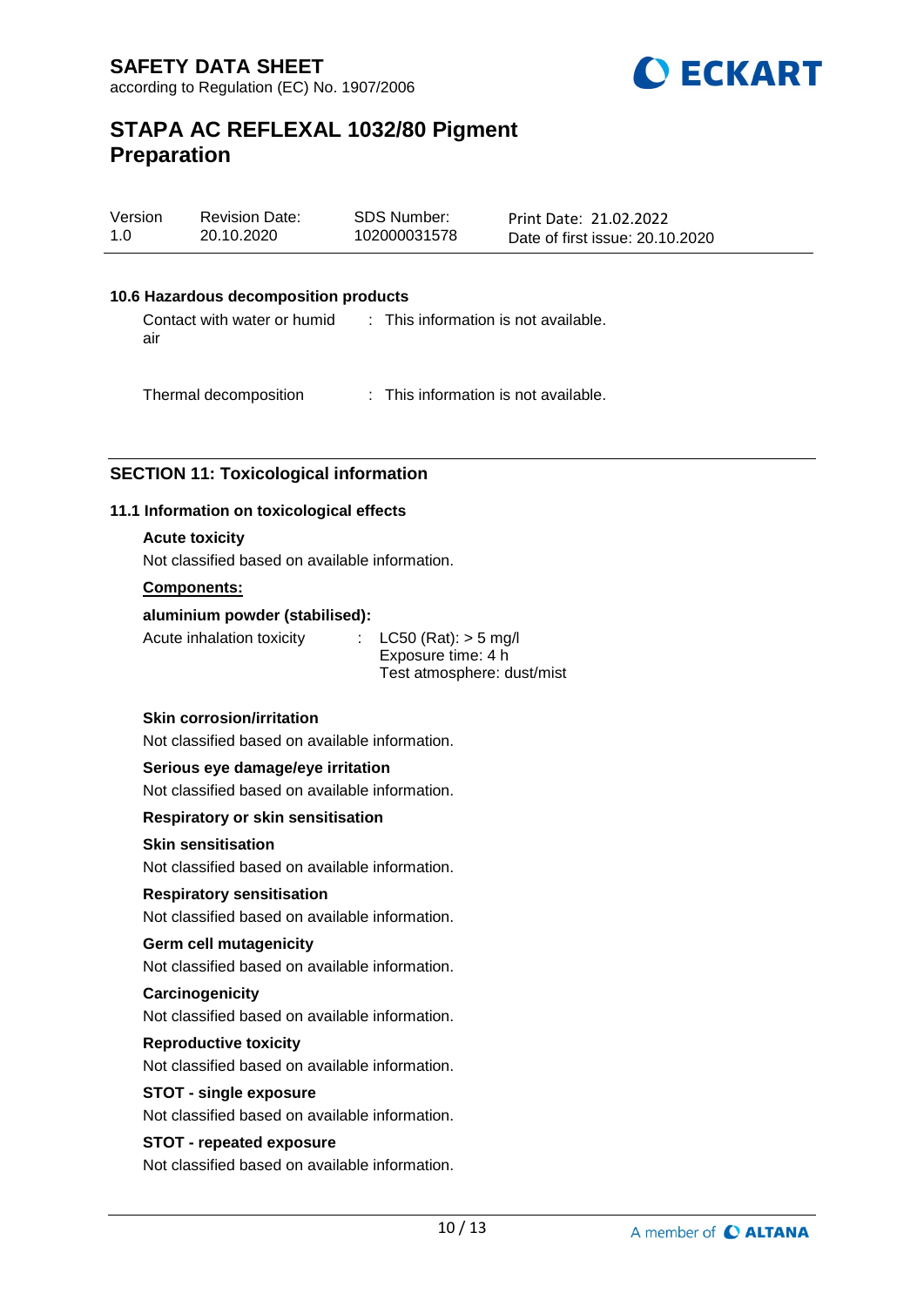### 10.6 Hazardous decomposition products

| | |
|---|---|
| Contact with water or humid air | : This information is not available. |
| Thermal decomposition | : This information is not available. |

## SECTION 11: Toxicological information

### 11.1 Information on toxicological effects

**Acute toxicity**

Not classified based on available information.

**Components:**

**aluminium powder (stabilised):**

| | |
|---|---|
| Acute inhalation toxicity | : LC50 (Rat): > 5 mg/l<br>Exposure time: 4 h<br>Test atmosphere: dust/mist |

**Skin corrosion/irritation**

Not classified based on available information.

**Serious eye damage/eye irritation**

Not classified based on available information.

**Respiratory or skin sensitisation**

**Skin sensitisation**

Not classified based on available information.

**Respiratory sensitisation**

Not classified based on available information.

**Germ cell mutagenicity**

Not classified based on available information.

**Carcinogenicity**

Not classified based on available information.

**Reproductive toxicity**

Not classified based on available information.

**STOT - single exposure**

Not classified based on available information.

**STOT - repeated exposure**

Not classified based on available information.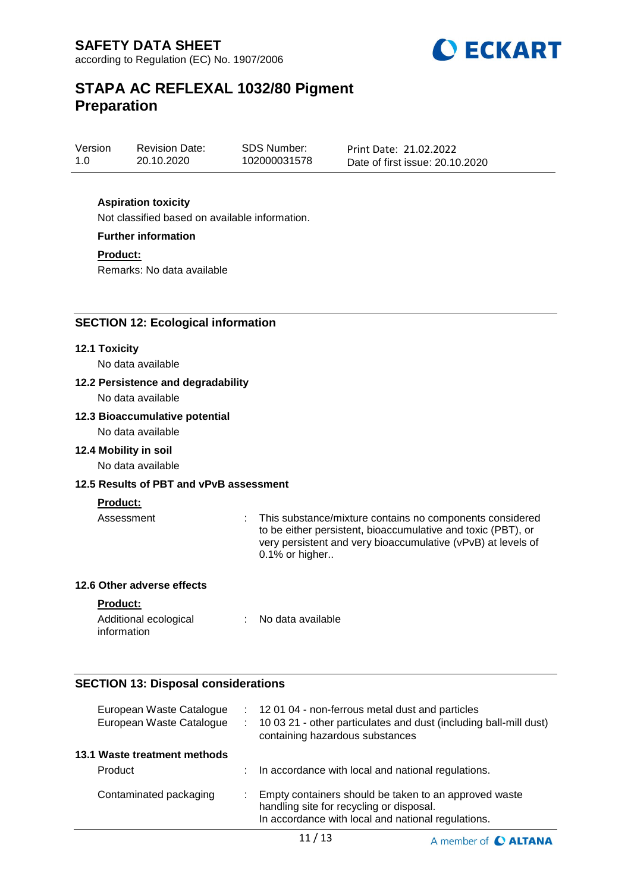**Aspiration toxicity**

Not classified based on available information.

**Further information**

**Product:**

Remarks: No data available

## SECTION 12: Ecological information

### 12.1 Toxicity

No data available

### 12.2 Persistence and degradability

No data available

### 12.3 Bioaccumulative potential

No data available

### 12.4 Mobility in soil

No data available

### 12.5 Results of PBT and vPvB assessment

**Product:**

| | | |
|---|---|---|
| Assessment | : | This substance/mixture contains no components considered to be either persistent, bioaccumulative and toxic (PBT), or very persistent and very bioaccumulative (vPvB) at levels of 0.1% or higher.. |

### 12.6 Other adverse effects

**Product:**

| | | |
|---|---|---|
| Additional ecological information | : | No data available |

## SECTION 13: Disposal considerations

| | | |
|---|---|---|
| European Waste Catalogue | : | 12 01 04 - non-ferrous metal dust and particles |
| European Waste Catalogue | : | 10 03 21 - other particulates and dust (including ball-mill dust) containing hazardous substances |

### 13.1 Waste treatment methods

| | | |
|---|---|---|
| Product | : | In accordance with local and national regulations. |
| Contaminated packaging | : | Empty containers should be taken to an approved waste handling site for recycling or disposal. In accordance with local and national regulations. |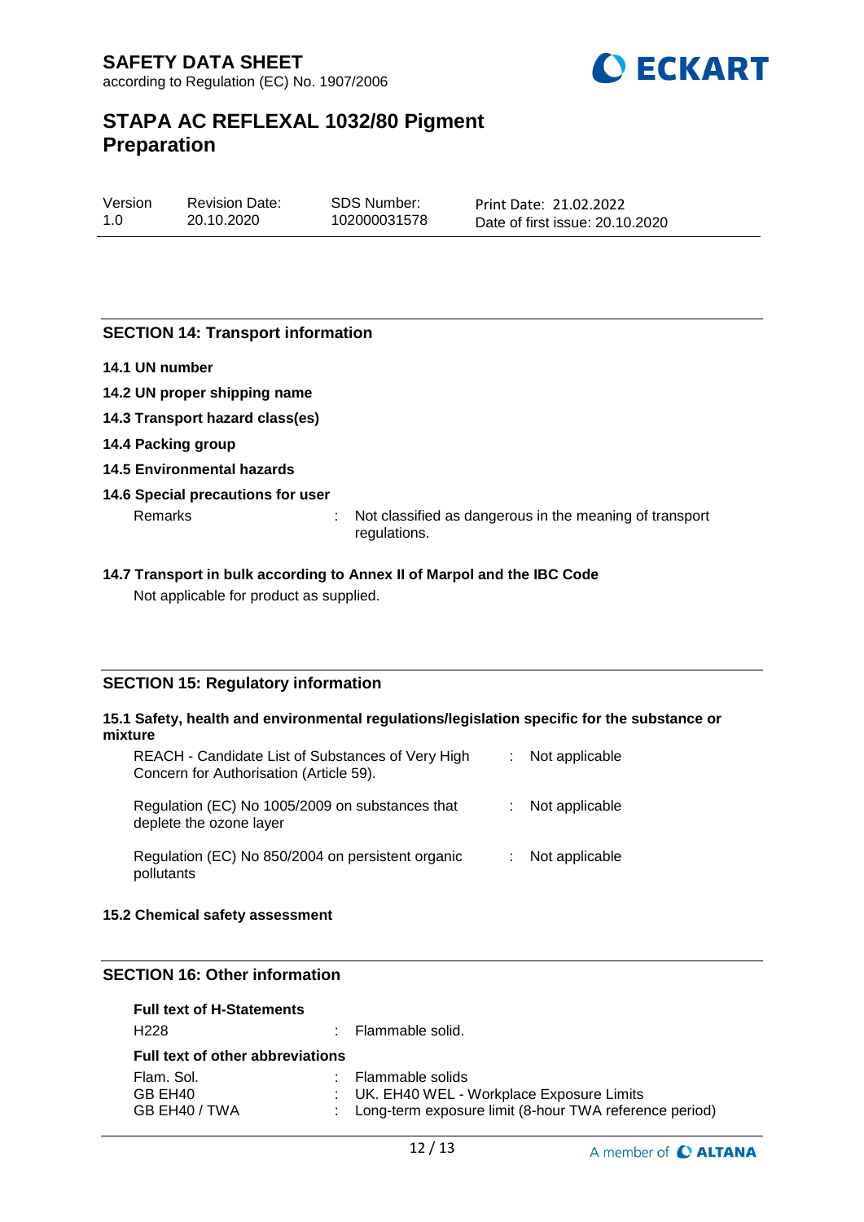## SECTION 14: Transport information

**14.1 UN number**

**14.2 UN proper shipping name**

**14.3 Transport hazard class(es)**

**14.4 Packing group**

**14.5 Environmental hazards**

**14.6 Special precautions for user**

Remarks : Not classified as dangerous in the meaning of transport regulations.

**14.7 Transport in bulk according to Annex II of Marpol and the IBC Code**

Not applicable for product as supplied.

## SECTION 15: Regulatory information

**15.1 Safety, health and environmental regulations/legislation specific for the substance or mixture**

| | | |
|---|---|---|
| REACH - Candidate List of Substances of Very High Concern for Authorisation (Article 59). | : | Not applicable |
| Regulation (EC) No 1005/2009 on substances that deplete the ozone layer | : | Not applicable |
| Regulation (EC) No 850/2004 on persistent organic pollutants | : | Not applicable |

**15.2 Chemical safety assessment**

## SECTION 16: Other information

**Full text of H-Statements**

H228 : Flammable solid.

**Full text of other abbreviations**

| | | |
|---|---|---|
| Flam. Sol. | : | Flammable solids |
| GB EH40 | : | UK. EH40 WEL - Workplace Exposure Limits |
| GB EH40 / TWA | : | Long-term exposure limit (8-hour TWA reference period) |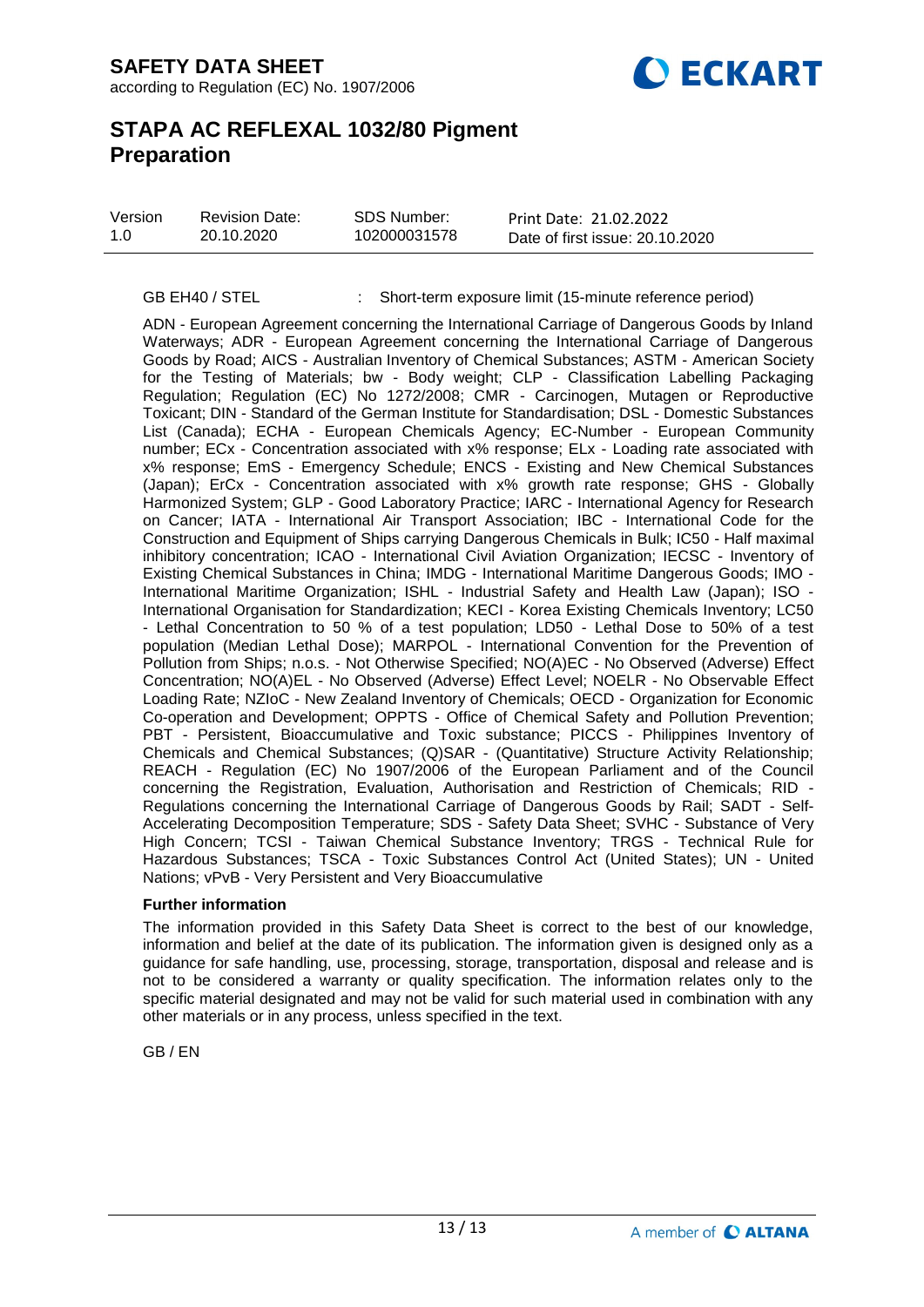GB EH40 / STEL : Short-term exposure limit (15-minute reference period)

ADN - European Agreement concerning the International Carriage of Dangerous Goods by Inland Waterways; ADR - European Agreement concerning the International Carriage of Dangerous Goods by Road; AICS - Australian Inventory of Chemical Substances; ASTM - American Society for the Testing of Materials; bw - Body weight; CLP - Classification Labelling Packaging Regulation; Regulation (EC) No 1272/2008; CMR - Carcinogen, Mutagen or Reproductive Toxicant; DIN - Standard of the German Institute for Standardisation; DSL - Domestic Substances List (Canada); ECHA - European Chemicals Agency; EC-Number - European Community number; ECx - Concentration associated with x% response; ELx - Loading rate associated with x% response; EmS - Emergency Schedule; ENCS - Existing and New Chemical Substances (Japan); ErCx - Concentration associated with x% growth rate response; GHS - Globally Harmonized System; GLP - Good Laboratory Practice; IARC - International Agency for Research on Cancer; IATA - International Air Transport Association; IBC - International Code for the Construction and Equipment of Ships carrying Dangerous Chemicals in Bulk; IC50 - Half maximal inhibitory concentration; ICAO - International Civil Aviation Organization; IECSC - Inventory of Existing Chemical Substances in China; IMDG - International Maritime Dangerous Goods; IMO - International Maritime Organization; ISHL - Industrial Safety and Health Law (Japan); ISO - International Organisation for Standardization; KECI - Korea Existing Chemicals Inventory; LC50 - Lethal Concentration to 50 % of a test population; LD50 - Lethal Dose to 50% of a test population (Median Lethal Dose); MARPOL - International Convention for the Prevention of Pollution from Ships; n.o.s. - Not Otherwise Specified; NO(A)EC - No Observed (Adverse) Effect Concentration; NO(A)EL - No Observed (Adverse) Effect Level; NOELR - No Observable Effect Loading Rate; NZIoC - New Zealand Inventory of Chemicals; OECD - Organization for Economic Co-operation and Development; OPPTS - Office of Chemical Safety and Pollution Prevention; PBT - Persistent, Bioaccumulative and Toxic substance; PICCS - Philippines Inventory of Chemicals and Chemical Substances; (Q)SAR - (Quantitative) Structure Activity Relationship; REACH - Regulation (EC) No 1907/2006 of the European Parliament and of the Council concerning the Registration, Evaluation, Authorisation and Restriction of Chemicals; RID - Regulations concerning the International Carriage of Dangerous Goods by Rail; SADT - Self-Accelerating Decomposition Temperature; SDS - Safety Data Sheet; SVHC - Substance of Very High Concern; TCSI - Taiwan Chemical Substance Inventory; TRGS - Technical Rule for Hazardous Substances; TSCA - Toxic Substances Control Act (United States); UN - United Nations; vPvB - Very Persistent and Very Bioaccumulative

**Further information**

The information provided in this Safety Data Sheet is correct to the best of our knowledge, information and belief at the date of its publication. The information given is designed only as a guidance for safe handling, use, processing, storage, transportation, disposal and release and is not to be considered a warranty or quality specification. The information relates only to the specific material designated and may not be valid for such material used in combination with any other materials or in any process, unless specified in the text.

GB / EN